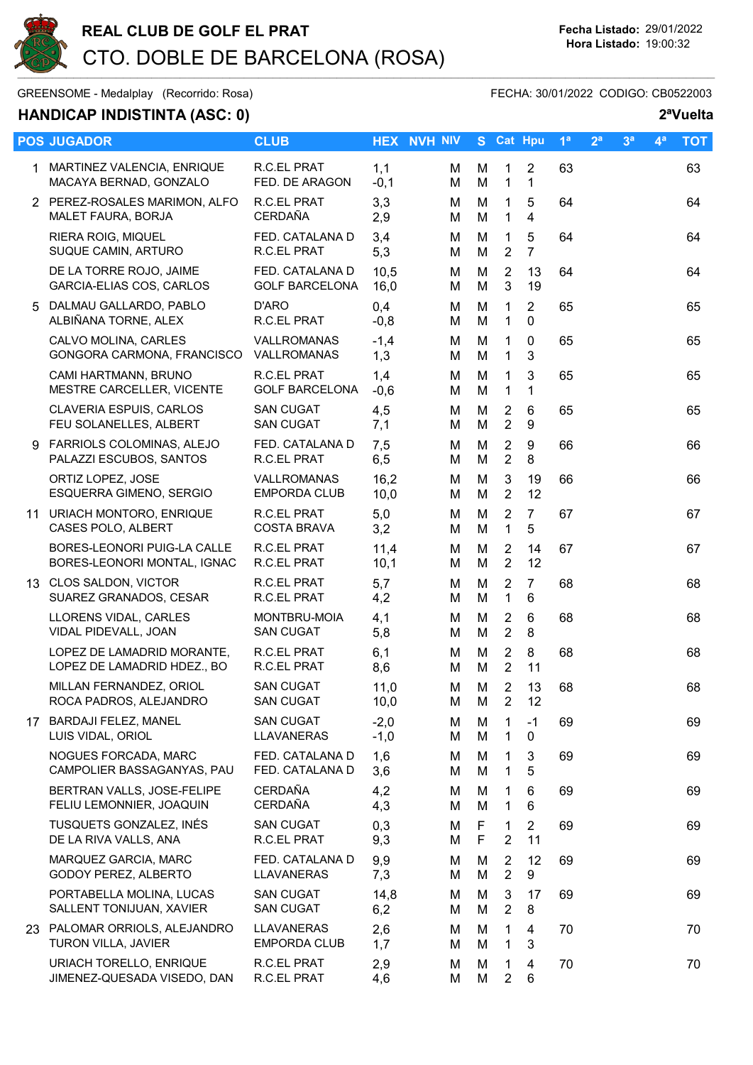# REAL CLUB DE GOLF EL PRAT

## CTO. DOBLE DE BARCELONA (ROSA)

**Fecha Listado:** 29/01/2022
**Hora Listado:** 19:00:32

GREENSOME - Medalplay (Recorrido: Rosa) FECHA: 30/01/2022 CODIGO: CB0522003

### HANDICAP INDISTINTA (ASC: 0)

**2ªVuelta**

| POS | JUGADOR | CLUB | HEX | NVH | NIV | S | Cat | Hpu | 1ª | 2ª | 3ª | 4ª | TOT |
|---|---|---|---|---|---|---|---|---|---|---|---|---|---|
| 1 | MARTINEZ VALENCIA, ENRIQUE<br>MACAYA BERNAD, GONZALO | R.C.EL PRAT<br>FED. DE ARAGON | 1,1<br>-0,1 | | M<br>M | M<br>M | 1<br>1 | 2<br>1 | 63 | | | | 63 |
| 2 | PEREZ-ROSALES MARIMON, ALFO<br>MALET FAURA, BORJA | R.C.EL PRAT<br>CERDAÑA | 3,3<br>2,9 | | M<br>M | M<br>M | 1<br>1 | 5<br>4 | 64 | | | | 64 |
| | RIERA ROIG, MIQUEL<br>SUQUE CAMIN, ARTURO | FED. CATALANA D<br>R.C.EL PRAT | 3,4<br>5,3 | | M<br>M | M<br>M | 1<br>2 | 5<br>7 | 64 | | | | 64 |
| | DE LA TORRE ROJO, JAIME<br>GARCIA-ELIAS COS, CARLOS | FED. CATALANA D<br>GOLF BARCELONA | 10,5<br>16,0 | | M<br>M | M<br>M | 2<br>3 | 13<br>19 | 64 | | | | 64 |
| 5 | DALMAU GALLARDO, PABLO<br>ALBIÑANA TORNE, ALEX | D'ARO<br>R.C.EL PRAT | 0,4<br>-0,8 | | M<br>M | M<br>M | 1<br>1 | 2<br>0 | 65 | | | | 65 |
| | CALVO MOLINA, CARLES<br>GONGORA CARMONA, FRANCISCO | VALLROMANAS<br>VALLROMANAS | -1,4<br>1,3 | | M<br>M | M<br>M | 1<br>1 | 0<br>3 | 65 | | | | 65 |
| | CAMI HARTMANN, BRUNO<br>MESTRE CARCELLER, VICENTE | R.C.EL PRAT<br>GOLF BARCELONA | 1,4<br>-0,6 | | M<br>M | M<br>M | 1<br>1 | 3<br>1 | 65 | | | | 65 |
| | CLAVERIA ESPUIS, CARLOS<br>FEU SOLANELLES, ALBERT | SAN CUGAT<br>SAN CUGAT | 4,5<br>7,1 | | M<br>M | M<br>M | 2<br>2 | 6<br>9 | 65 | | | | 65 |
| 9 | FARRIOLS COLOMINAS, ALEJO<br>PALAZZI ESCUBOS, SANTOS | FED. CATALANA D<br>R.C.EL PRAT | 7,5<br>6,5 | | M<br>M | M<br>M | 2<br>2 | 9<br>8 | 66 | | | | 66 |
| | ORTIZ LOPEZ, JOSE<br>ESQUERRA GIMENO, SERGIO | VALLROMANAS<br>EMPORDA CLUB | 16,2<br>10,0 | | M<br>M | M<br>M | 3<br>2 | 19<br>12 | 66 | | | | 66 |
| 11 | URIACH MONTORO, ENRIQUE<br>CASES POLO, ALBERT | R.C.EL PRAT<br>COSTA BRAVA | 5,0<br>3,2 | | M<br>M | M<br>M | 2<br>1 | 7<br>5 | 67 | | | | 67 |
| | BORES-LEONORI PUIG-LA CALLE<br>BORES-LEONORI MONTAL, IGNAC | R.C.EL PRAT<br>R.C.EL PRAT | 11,4<br>10,1 | | M<br>M | M<br>M | 2<br>2 | 14<br>12 | 67 | | | | 67 |
| 13 | CLOS SALDON, VICTOR<br>SUAREZ GRANADOS, CESAR | R.C.EL PRAT<br>R.C.EL PRAT | 5,7<br>4,2 | | M<br>M | M<br>M | 2<br>1 | 7<br>6 | 68 | | | | 68 |
| | LLORENS VIDAL, CARLES<br>VIDAL PIDEVALL, JOAN | MONTBRU-MOIA<br>SAN CUGAT | 4,1<br>5,8 | | M<br>M | M<br>M | 2<br>2 | 6<br>8 | 68 | | | | 68 |
| | LOPEZ DE LAMADRID MORANTE,<br>LOPEZ DE LAMADRID HDEZ., BO | R.C.EL PRAT<br>R.C.EL PRAT | 6,1<br>8,6 | | M<br>M | M<br>M | 2<br>2 | 8<br>11 | 68 | | | | 68 |
| | MILLAN FERNANDEZ, ORIOL<br>ROCA PADROS, ALEJANDRO | SAN CUGAT<br>SAN CUGAT | 11,0<br>10,0 | | M<br>M | M<br>M | 2<br>2 | 13<br>12 | 68 | | | | 68 |
| 17 | BARDAJI FELEZ, MANEL<br>LUIS VIDAL, ORIOL | SAN CUGAT<br>LLAVANERAS | -2,0<br>-1,0 | | M<br>M | M<br>M | 1<br>1 | -1<br>0 | 69 | | | | 69 |
| | NOGUES FORCADA, MARC<br>CAMPOLIER BASSAGANYAS, PAU | FED. CATALANA D<br>FED. CATALANA D | 1,6<br>3,6 | | M<br>M | M<br>M | 1<br>1 | 3<br>5 | 69 | | | | 69 |
| | BERTRAN VALLS, JOSE-FELIPE<br>FELIU LEMONNIER, JOAQUIN | CERDAÑA<br>CERDAÑA | 4,2<br>4,3 | | M<br>M | M<br>M | 1<br>1 | 6<br>6 | 69 | | | | 69 |
| | TUSQUETS GONZALEZ, INÉS<br>DE LA RIVA VALLS, ANA | SAN CUGAT<br>R.C.EL PRAT | 0,3<br>9,3 | | M<br>M | F<br>F | 1<br>2 | 2<br>11 | 69 | | | | 69 |
| | MARQUEZ GARCIA, MARC<br>GODOY PEREZ, ALBERTO | FED. CATALANA D<br>LLAVANERAS | 9,9<br>7,3 | | M<br>M | M<br>M | 2<br>2 | 12<br>9 | 69 | | | | 69 |
| | PORTABELLA MOLINA, LUCAS<br>SALLENT TONIJUAN, XAVIER | SAN CUGAT<br>SAN CUGAT | 14,8<br>6,2 | | M<br>M | M<br>M | 3<br>2 | 17<br>8 | 69 | | | | 69 |
| 23 | PALOMAR ORRIOLS, ALEJANDRO<br>TURON VILLA, JAVIER | LLAVANERAS<br>EMPORDA CLUB | 2,6<br>1,7 | | M<br>M | M<br>M | 1<br>1 | 4<br>3 | 70 | | | | 70 |
| | URIACH TORELLO, ENRIQUE<br>JIMENEZ-QUESADA VISEDO, DAN | R.C.EL PRAT<br>R.C.EL PRAT | 2,9<br>4,6 | | M<br>M | M<br>M | 1<br>2 | 4<br>6 | 70 | | | | 70 |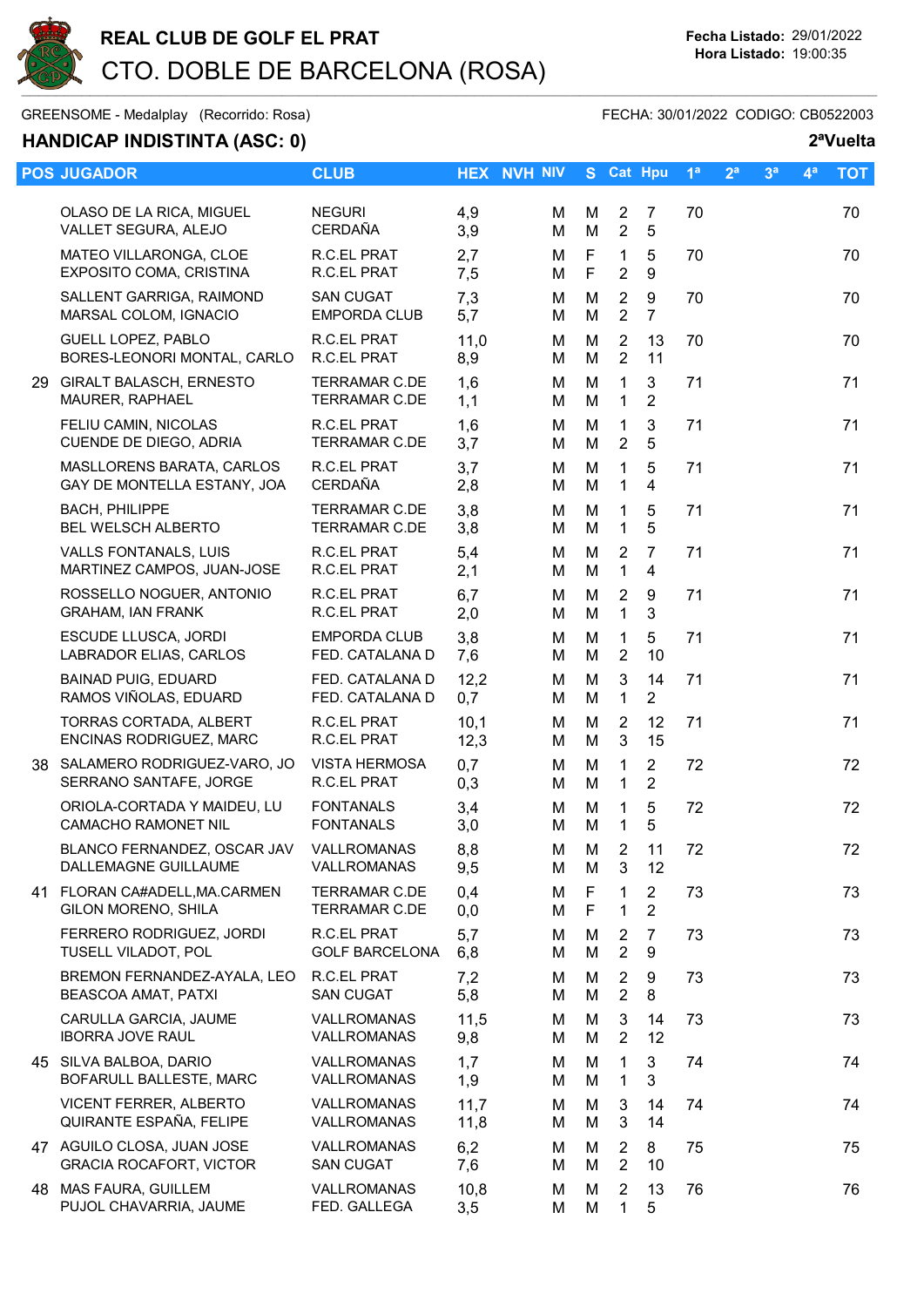# REAL CLUB DE GOLF EL PRAT

## CTO. DOBLE DE BARCELONA (ROSA)

**Fecha Listado:** 29/01/2022
**Hora Listado:** 19:00:35

GREENSOME - Medalplay (Recorrido: Rosa) FECHA: 30/01/2022 CODIGO: CB0522003

### HANDICAP INDISTINTA (ASC: 0)

**2ªVuelta**

| POS | JUGADOR | CLUB | HEX | NVH | NIV | S | Cat | Hpu | 1ª | 2ª | 3ª | 4ª | TOT |
|---|---|---|---|---|---|---|---|---|---|---|---|---|---|
| | OLASO DE LA RICA, MIGUEL<br>VALLET SEGURA, ALEJO | NEGURI<br>CERDAÑA | 4,9<br>3,9 | | M<br>M | M<br>M | 2<br>2 | 7<br>5 | 70 | | | | 70 |
| | MATEO VILLARONGA, CLOE<br>EXPOSITO COMA, CRISTINA | R.C.EL PRAT<br>R.C.EL PRAT | 2,7<br>7,5 | | M<br>M | F<br>F | 1<br>2 | 5<br>9 | 70 | | | | 70 |
| | SALLENT GARRIGA, RAIMOND<br>MARSAL COLOM, IGNACIO | SAN CUGAT<br>EMPORDA CLUB | 7,3<br>5,7 | | M<br>M | M<br>M | 2<br>2 | 9<br>7 | 70 | | | | 70 |
| | GUELL LOPEZ, PABLO<br>BORES-LEONORI MONTAL, CARLO | R.C.EL PRAT<br>R.C.EL PRAT | 11,0<br>8,9 | | M<br>M | M<br>M | 2<br>2 | 13<br>11 | 70 | | | | 70 |
| 29 | GIRALT BALASCH, ERNESTO<br>MAURER, RAPHAEL | TERRAMAR C.DE<br>TERRAMAR C.DE | 1,6<br>1,1 | | M<br>M | M<br>M | 1<br>1 | 3<br>2 | 71 | | | | 71 |
| | FELIU CAMIN, NICOLAS<br>CUENDE DE DIEGO, ADRIA | R.C.EL PRAT<br>TERRAMAR C.DE | 1,6<br>3,7 | | M<br>M | M<br>M | 1<br>2 | 3<br>5 | 71 | | | | 71 |
| | MASLLORENS BARATA, CARLOS<br>GAY DE MONTELLA ESTANY, JOA | R.C.EL PRAT<br>CERDAÑA | 3,7<br>2,8 | | M<br>M | M<br>M | 1<br>1 | 5<br>4 | 71 | | | | 71 |
| | BACH, PHILIPPE<br>BEL WELSCH ALBERTO | TERRAMAR C.DE<br>TERRAMAR C.DE | 3,8<br>3,8 | | M<br>M | M<br>M | 1<br>1 | 5<br>5 | 71 | | | | 71 |
| | VALLS FONTANALS, LUIS<br>MARTINEZ CAMPOS, JUAN-JOSE | R.C.EL PRAT<br>R.C.EL PRAT | 5,4<br>2,1 | | M<br>M | M<br>M | 2<br>1 | 7<br>4 | 71 | | | | 71 |
| | ROSSELLO NOGUER, ANTONIO<br>GRAHAM, IAN FRANK | R.C.EL PRAT<br>R.C.EL PRAT | 6,7<br>2,0 | | M<br>M | M<br>M | 2<br>1 | 9<br>3 | 71 | | | | 71 |
| | ESCUDE LLUSCA, JORDI<br>LABRADOR ELIAS, CARLOS | EMPORDA CLUB<br>FED. CATALANA D | 3,8<br>7,6 | | M<br>M | M<br>M | 1<br>2 | 5<br>10 | 71 | | | | 71 |
| | BAINAD PUIG, EDUARD<br>RAMOS VIÑOLAS, EDUARD | FED. CATALANA D<br>FED. CATALANA D | 12,2<br>0,7 | | M<br>M | M<br>M | 3<br>1 | 14<br>2 | 71 | | | | 71 |
| | TORRAS CORTADA, ALBERT<br>ENCINAS RODRIGUEZ, MARC | R.C.EL PRAT<br>R.C.EL PRAT | 10,1<br>12,3 | | M<br>M | M<br>M | 2<br>3 | 12<br>15 | 71 | | | | 71 |
| 38 | SALAMERO RODRIGUEZ-VARO, JO<br>SERRANO SANTAFE, JORGE | VISTA HERMOSA<br>R.C.EL PRAT | 0,7<br>0,3 | | M<br>M | M<br>M | 1<br>1 | 2<br>2 | 72 | | | | 72 |
| | ORIOLA-CORTADA Y MAIDEU, LU<br>CAMACHO RAMONET NIL | FONTANALS<br>FONTANALS | 3,4<br>3,0 | | M<br>M | M<br>M | 1<br>1 | 5<br>5 | 72 | | | | 72 |
| | BLANCO FERNANDEZ, OSCAR JAV<br>DALLEMAGNE GUILLAUME | VALLROMANAS<br>VALLROMANAS | 8,8<br>9,5 | | M<br>M | M<br>M | 2<br>3 | 11<br>12 | 72 | | | | 72 |
| 41 | FLORAN CA#ADELL,MA.CARMEN<br>GILON MORENO, SHILA | TERRAMAR C.DE<br>TERRAMAR C.DE | 0,4<br>0,0 | | M<br>M | F<br>F | 1<br>1 | 2<br>2 | 73 | | | | 73 |
| | FERRERO RODRIGUEZ, JORDI<br>TUSELL VILADOT, POL | R.C.EL PRAT<br>GOLF BARCELONA | 5,7<br>6,8 | | M<br>M | M<br>M | 2<br>2 | 7<br>9 | 73 | | | | 73 |
| | BREMON FERNANDEZ-AYALA, LEO<br>BEASCOA AMAT, PATXI | R.C.EL PRAT<br>SAN CUGAT | 7,2<br>5,8 | | M<br>M | M<br>M | 2<br>2 | 9<br>8 | 73 | | | | 73 |
| | CARULLA GARCIA, JAUME<br>IBORRA JOVE RAUL | VALLROMANAS<br>VALLROMANAS | 11,5<br>9,8 | | M<br>M | M<br>M | 3<br>2 | 14<br>12 | 73 | | | | 73 |
| 45 | SILVA BALBOA, DARIO<br>BOFARULL BALLESTE, MARC | VALLROMANAS<br>VALLROMANAS | 1,7<br>1,9 | | M<br>M | M<br>M | 1<br>1 | 3<br>3 | 74 | | | | 74 |
| | VICENT FERRER, ALBERTO<br>QUIRANTE ESPAÑA, FELIPE | VALLROMANAS<br>VALLROMANAS | 11,7<br>11,8 | | M<br>M | M<br>M | 3<br>3 | 14<br>14 | 74 | | | | 74 |
| 47 | AGUILO CLOSA, JUAN JOSE<br>GRACIA ROCAFORT, VICTOR | VALLROMANAS<br>SAN CUGAT | 6,2<br>7,6 | | M<br>M | M<br>M | 2<br>2 | 8<br>10 | 75 | | | | 75 |
| 48 | MAS FAURA, GUILLEM<br>PUJOL CHAVARRIA, JAUME | VALLROMANAS<br>FED. GALLEGA | 10,8<br>3,5 | | M<br>M | M<br>M | 2<br>1 | 13<br>5 | 76 | | | | 76 |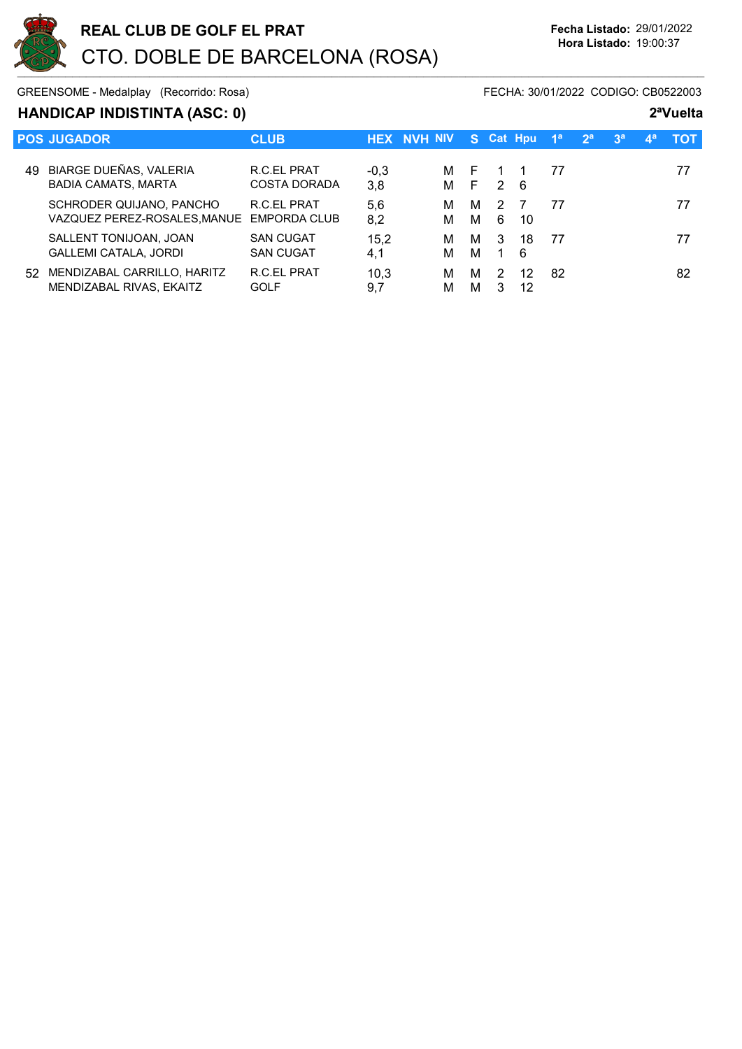# REAL CLUB DE GOLF EL PRAT

## CTO. DOBLE DE BARCELONA (ROSA)

**Fecha Listado:** 29/01/2022
**Hora Listado:** 19:00:37

GREENSOME - Medalplay (Recorrido: Rosa) FECHA: 30/01/2022 CODIGO: CB0522003

### HANDICAP INDISTINTA (ASC: 0)

**2ªVuelta**

| POS | JUGADOR | CLUB | HEX | NVH | NIV | S | Cat | Hpu | 1ª | 2ª | 3ª | 4ª | TOT |
|---|---|---|---|---|---|---|---|---|---|---|---|---|---|
| 49 | BIARGE DUEÑAS, VALERIA | R.C.EL PRAT | -0,3 | | M | F | 1 | 1 | 77 | | | | 77 |
| | BADIA CAMATS, MARTA | COSTA DORADA | 3,8 | | M | F | 2 | 6 | | | | | |
| | SCHRODER QUIJANO, PANCHO | R.C.EL PRAT | 5,6 | | M | M | 2 | 7 | 77 | | | | 77 |
| | VAZQUEZ PEREZ-ROSALES,MANUE | EMPORDA CLUB | 8,2 | | M | M | 6 | 10 | | | | | |
| | SALLENT TONIJOAN, JOAN | SAN CUGAT | 15,2 | | M | M | 3 | 18 | 77 | | | | 77 |
| | GALLEMI CATALA, JORDI | SAN CUGAT | 4,1 | | M | M | 1 | 6 | | | | | |
| 52 | MENDIZABAL CARRILLO, HARITZ | R.C.EL PRAT | 10,3 | | M | M | 2 | 12 | 82 | | | | 82 |
| | MENDIZABAL RIVAS, EKAITZ | GOLF | 9,7 | | M | M | 3 | 12 | | | | | |